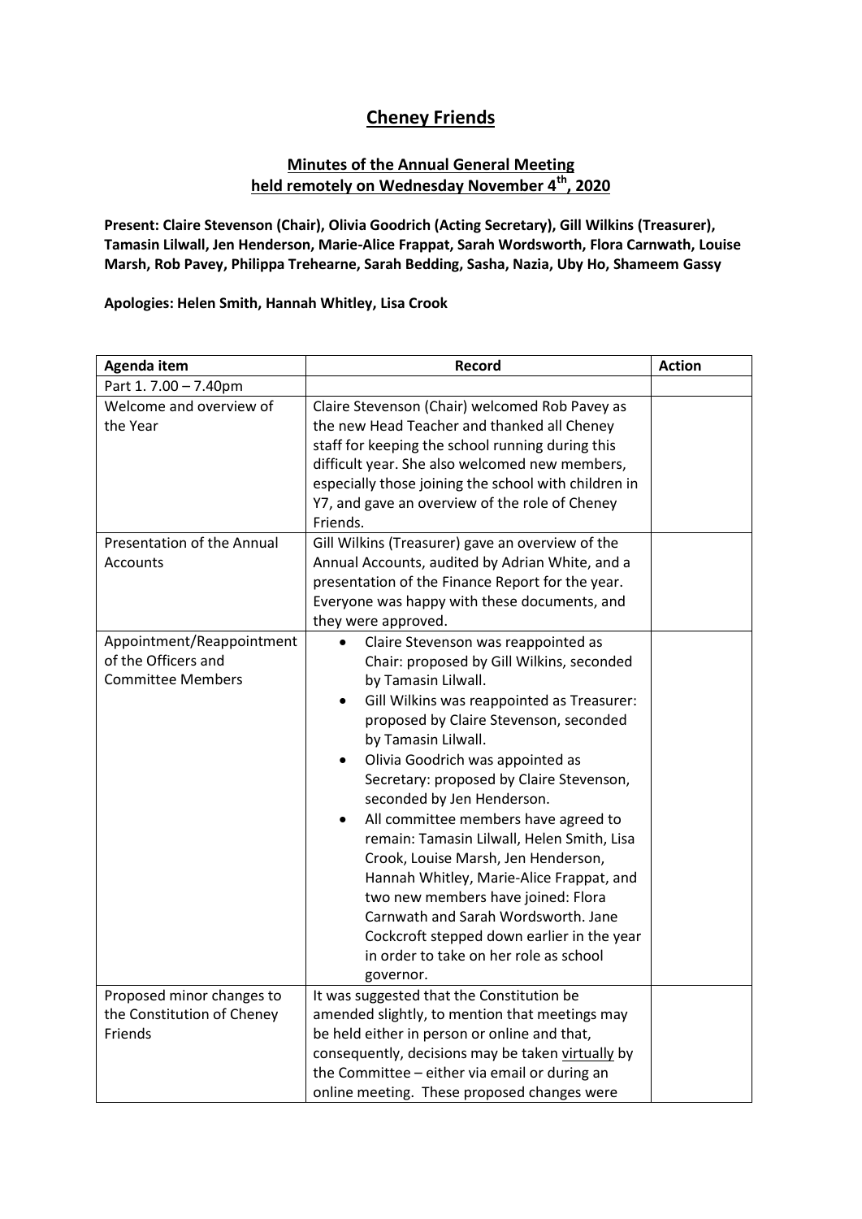# Cheney Friends

## Minutes of the Annual General Meeting held remotely on Wednesday November 4th, 2020

**Present: Claire Stevenson (Chair), Olivia Goodrich (Acting Secretary), Gill Wilkins (Treasurer), Tamasin Lilwall, Jen Henderson, Marie-Alice Frappat, Sarah Wordsworth, Flora Carnwath, Louise Marsh, Rob Pavey, Philippa Trehearne, Sarah Bedding, Sasha, Nazia, Uby Ho, Shameem Gassy**

**Apologies: Helen Smith, Hannah Whitley, Lisa Crook**

| Agenda item | Record | Action |
|---|---|---|
| Part 1. 7.00 – 7.40pm | | |
| Welcome and overview of the Year | Claire Stevenson (Chair) welcomed Rob Pavey as the new Head Teacher and thanked all Cheney staff for keeping the school running during this difficult year. She also welcomed new members, especially those joining the school with children in Y7, and gave an overview of the role of Cheney Friends. | |
| Presentation of the Annual Accounts | Gill Wilkins (Treasurer) gave an overview of the Annual Accounts, audited by Adrian White, and a presentation of the Finance Report for the year. Everyone was happy with these documents, and they were approved. | |
| Appointment/Reappointment of the Officers and Committee Members | • Claire Stevenson was reappointed as Chair: proposed by Gill Wilkins, seconded by Tamasin Lilwall.<br>• Gill Wilkins was reappointed as Treasurer: proposed by Claire Stevenson, seconded by Tamasin Lilwall.<br>• Olivia Goodrich was appointed as Secretary: proposed by Claire Stevenson, seconded by Jen Henderson.<br>• All committee members have agreed to remain: Tamasin Lilwall, Helen Smith, Lisa Crook, Louise Marsh, Jen Henderson, Hannah Whitley, Marie-Alice Frappat, and two new members have joined: Flora Carnwath and Sarah Wordsworth. Jane Cockcroft stepped down earlier in the year in order to take on her role as school governor. | |
| Proposed minor changes to the Constitution of Cheney Friends | It was suggested that the Constitution be amended slightly, to mention that meetings may be held either in person or online and that, consequently, decisions may be taken <u>virtually</u> by the Committee – either via email or during an online meeting. These proposed changes were | |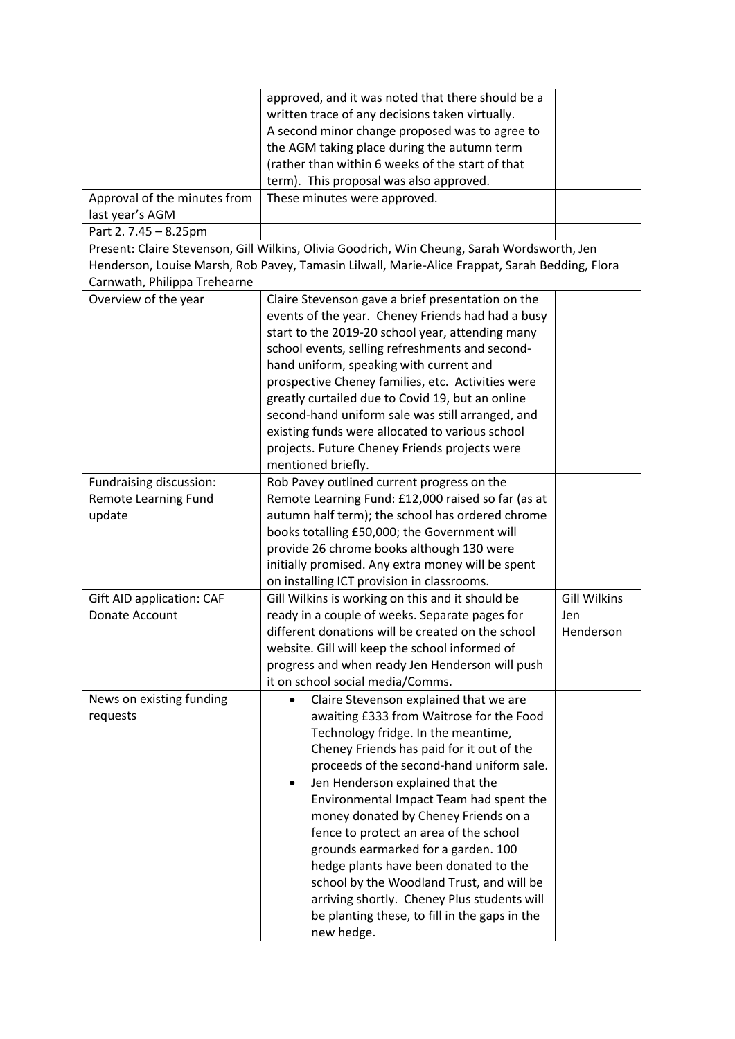| | | |
|---|---|---|
| | approved, and it was noted that there should be a written trace of any decisions taken virtually. A second minor change proposed was to agree to the AGM taking place <u>during the autumn term</u> (rather than within 6 weeks of the start of that term). This proposal was also approved. | |
| Approval of the minutes from last year's AGM | These minutes were approved. | |
| Part 2. 7.45 – 8.25pm | | |
| Present: Claire Stevenson, Gill Wilkins, Olivia Goodrich, Win Cheung, Sarah Wordsworth, Jen Henderson, Louise Marsh, Rob Pavey, Tamasin Lilwall, Marie-Alice Frappat, Sarah Bedding, Flora Carnwath, Philippa Trehearne | | |
| Overview of the year | Claire Stevenson gave a brief presentation on the events of the year. Cheney Friends had had a busy start to the 2019-20 school year, attending many school events, selling refreshments and second-hand uniform, speaking with current and prospective Cheney families, etc. Activities were greatly curtailed due to Covid 19, but an online second-hand uniform sale was still arranged, and existing funds were allocated to various school projects. Future Cheney Friends projects were mentioned briefly. | |
| Fundraising discussion: Remote Learning Fund update | Rob Pavey outlined current progress on the Remote Learning Fund: £12,000 raised so far (as at autumn half term); the school has ordered chrome books totalling £50,000; the Government will provide 26 chrome books although 130 were initially promised. Any extra money will be spent on installing ICT provision in classrooms. | |
| Gift AID application: CAF Donate Account | Gill Wilkins is working on this and it should be ready in a couple of weeks. Separate pages for different donations will be created on the school website. Gill will keep the school informed of progress and when ready Jen Henderson will push it on school social media/Comms. | Gill Wilkins<br>Jen Henderson |
| News on existing funding requests | • Claire Stevenson explained that we are awaiting £333 from Waitrose for the Food Technology fridge. In the meantime, Cheney Friends has paid for it out of the proceeds of the second-hand uniform sale.<br>• Jen Henderson explained that the Environmental Impact Team had spent the money donated by Cheney Friends on a fence to protect an area of the school grounds earmarked for a garden. 100 hedge plants have been donated to the school by the Woodland Trust, and will be arriving shortly. Cheney Plus students will be planting these, to fill in the gaps in the new hedge. | |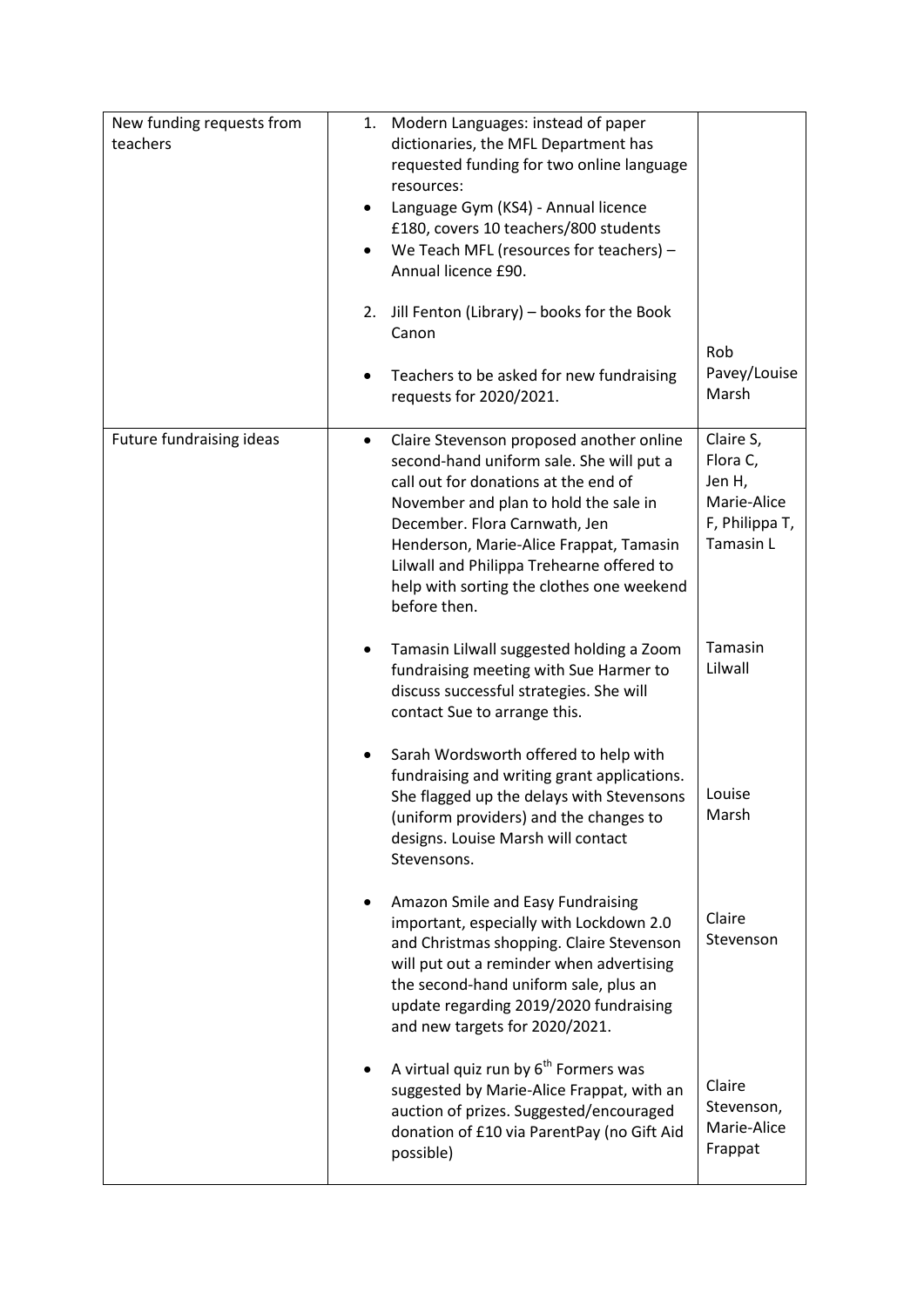| | | |
|---|---|---|
| New funding requests from teachers | 1. Modern Languages: instead of paper dictionaries, the MFL Department has requested funding for two online language resources:<br>• Language Gym (KS4) - Annual licence £180, covers 10 teachers/800 students<br>• We Teach MFL (resources for teachers) – Annual licence £90.<br><br>2. Jill Fenton (Library) – books for the Book Canon<br><br>• Teachers to be asked for new fundraising requests for 2020/2021. | Rob Pavey/Louise Marsh |
| Future fundraising ideas | • Claire Stevenson proposed another online second-hand uniform sale. She will put a call out for donations at the end of November and plan to hold the sale in December. Flora Carnwath, Jen Henderson, Marie-Alice Frappat, Tamasin Lilwall and Philippa Trehearne offered to help with sorting the clothes one weekend before then. | Claire S, Flora C, Jen H, Marie-Alice F, Philippa T, Tamasin L |
| | • Tamasin Lilwall suggested holding a Zoom fundraising meeting with Sue Harmer to discuss successful strategies. She will contact Sue to arrange this. | Tamasin Lilwall |
| | • Sarah Wordsworth offered to help with fundraising and writing grant applications. She flagged up the delays with Stevensons (uniform providers) and the changes to designs. Louise Marsh will contact Stevensons. | Louise Marsh |
| | • Amazon Smile and Easy Fundraising important, especially with Lockdown 2.0 and Christmas shopping. Claire Stevenson will put out a reminder when advertising the second-hand uniform sale, plus an update regarding 2019/2020 fundraising and new targets for 2020/2021. | Claire Stevenson |
| | • A virtual quiz run by 6th Formers was suggested by Marie-Alice Frappat, with an auction of prizes. Suggested/encouraged donation of £10 via ParentPay (no Gift Aid possible) | Claire Stevenson, Marie-Alice Frappat |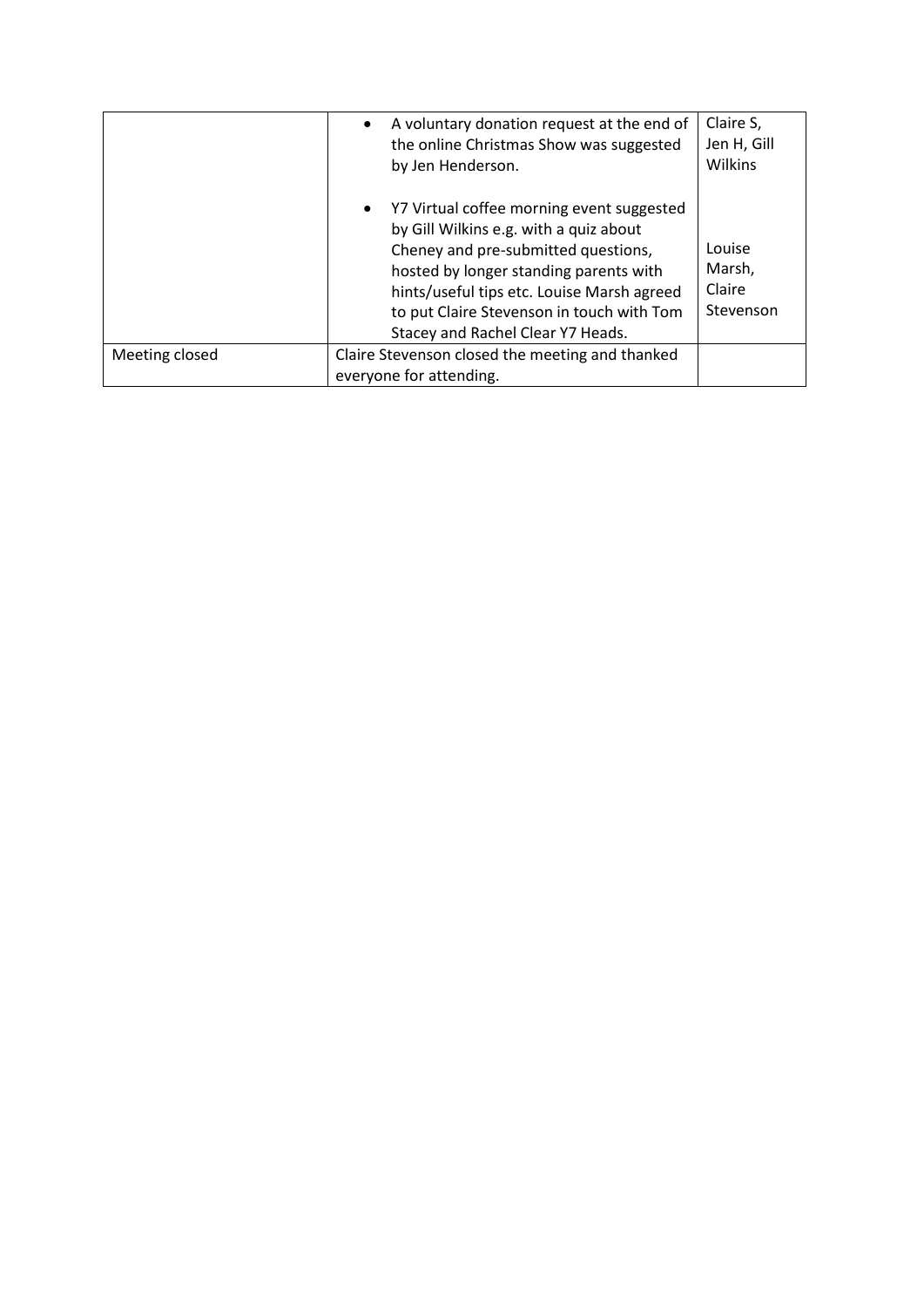| | | |
|---|---|---|
| | • A voluntary donation request at the end of the online Christmas Show was suggested by Jen Henderson.<br><br>• Y7 Virtual coffee morning event suggested by Gill Wilkins e.g. with a quiz about Cheney and pre-submitted questions, hosted by longer standing parents with hints/useful tips etc. Louise Marsh agreed to put Claire Stevenson in touch with Tom Stacey and Rachel Clear Y7 Heads. | Claire S, Jen H, Gill Wilkins<br><br>Louise Marsh, Claire Stevenson |
| Meeting closed | Claire Stevenson closed the meeting and thanked everyone for attending. | |